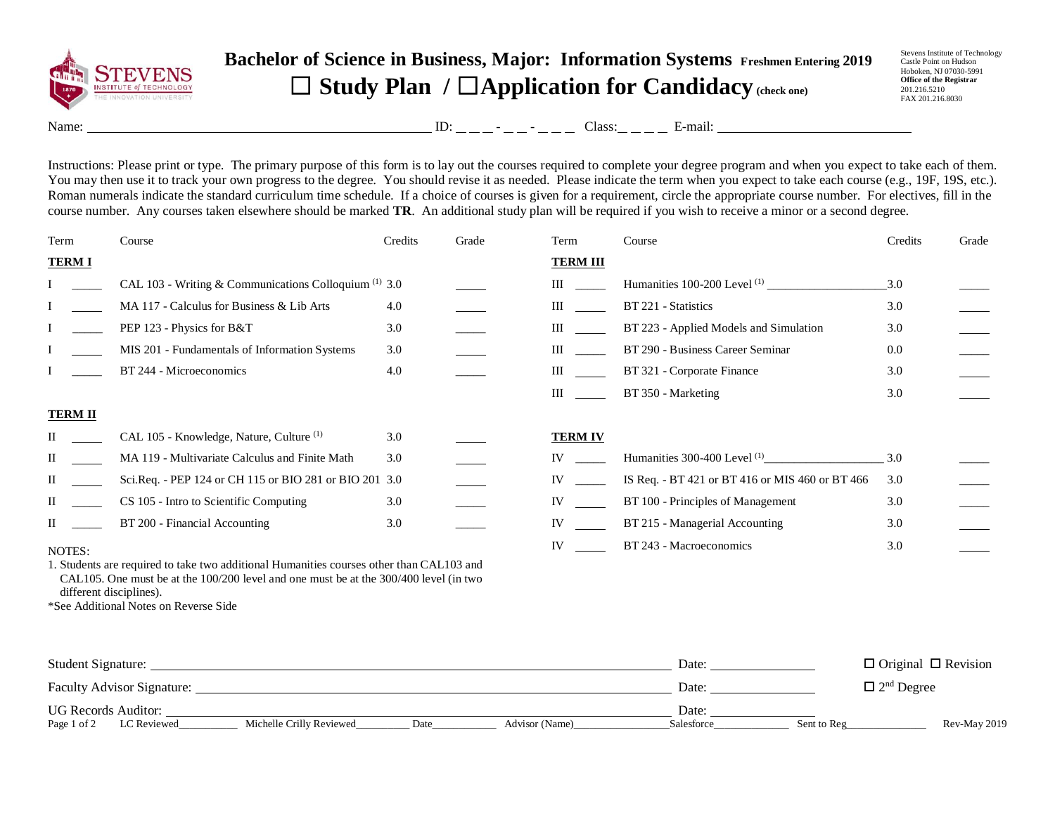# Bachelor of Science in Business, Major: Information Systems Freshmen Entering 2019

## ☐ Study Plan / ☐ Application for Candidacy (check one)

Stevens Institute of Technology
Castle Point on Hudson
Hoboken, NJ 07030-5991
**Office of the Registrar**
201.216.5210
FAX 201.216.8030

Name: ______________________ ID: _ _ _ - _ _ - _ _ _ Class: _ _ _ _ E-mail: ______________________

Instructions: Please print or type. The primary purpose of this form is to lay out the courses required to complete your degree program and when you expect to take each of them. You may then use it to track your own progress to the degree. You should revise it as needed. Please indicate the term when you expect to take each course (e.g., 19F, 19S, etc.). Roman numerals indicate the standard curriculum time schedule. If a choice of courses is given for a requirement, circle the appropriate course number. For electives, fill in the course number. Any courses taken elsewhere should be marked **TR**. An additional study plan will be required if you wish to receive a minor or a second degree.

**TERM I**

| Term | | Course | Credits | Grade |
|---|---|---|---|---|
| I | _____ | CAL 103 - Writing & Communications Colloquium [1] | 3.0 | _____ |
| I | _____ | MA 117 - Calculus for Business & Lib Arts | 4.0 | _____ |
| I | _____ | PEP 123 - Physics for B&T | 3.0 | _____ |
| I | _____ | MIS 201 - Fundamentals of Information Systems | 3.0 | _____ |
| I | _____ | BT 244 - Microeconomics | 4.0 | _____ |

**TERM II**

| Term | | Course | Credits | Grade |
|---|---|---|---|---|
| II | _____ | CAL 105 - Knowledge, Nature, Culture [1] | 3.0 | _____ |
| II | _____ | MA 119 - Multivariate Calculus and Finite Math | 3.0 | _____ |
| II | _____ | Sci.Req. - PEP 124 or CH 115 or BIO 281 or BIO 201 | 3.0 | _____ |
| II | _____ | CS 105 - Intro to Scientific Computing | 3.0 | _____ |
| II | _____ | BT 200 - Financial Accounting | 3.0 | _____ |

**TERM III**

| Term | | Course | Credits | Grade |
|---|---|---|---|---|
| III | _____ | Humanities 100-200 Level [1] ______________ | 3.0 | _____ |
| III | _____ | BT 221 - Statistics | 3.0 | _____ |
| III | _____ | BT 223 - Applied Models and Simulation | 3.0 | _____ |
| III | _____ | BT 290 - Business Career Seminar | 0.0 | _____ |
| III | _____ | BT 321 - Corporate Finance | 3.0 | _____ |
| III | _____ | BT 350 - Marketing | 3.0 | _____ |

**TERM IV**

| Term | | Course | Credits | Grade |
|---|---|---|---|---|
| IV | _____ | Humanities 300-400 Level [1] ______________ | 3.0 | _____ |
| IV | _____ | IS Req. - BT 421 or BT 416 or MIS 460 or BT 466 | 3.0 | _____ |
| IV | _____ | BT 100 - Principles of Management | 3.0 | _____ |
| IV | _____ | BT 215 - Managerial Accounting | 3.0 | _____ |
| IV | _____ | BT 243 - Macroeconomics | 3.0 | _____ |

NOTES:

1. Students are required to take two additional Humanities courses other than CAL103 and CAL105. One must be at the 100/200 level and one must be at the 300/400 level (in two different disciplines).

*See Additional Notes on Reverse Side

Student Signature: ______________________ Date: __________ ☐ Original ☐ Revision

Faculty Advisor Signature: ______________________ Date: __________ ☐ 2nd Degree

UG Records Auditor: ______________________ Date: __________

LC Reviewed__________ Michelle Crilly Reviewed_________ Date___________ Advisor (Name)________________ Salesforce_____________ Sent to Reg______________ Rev-May 2019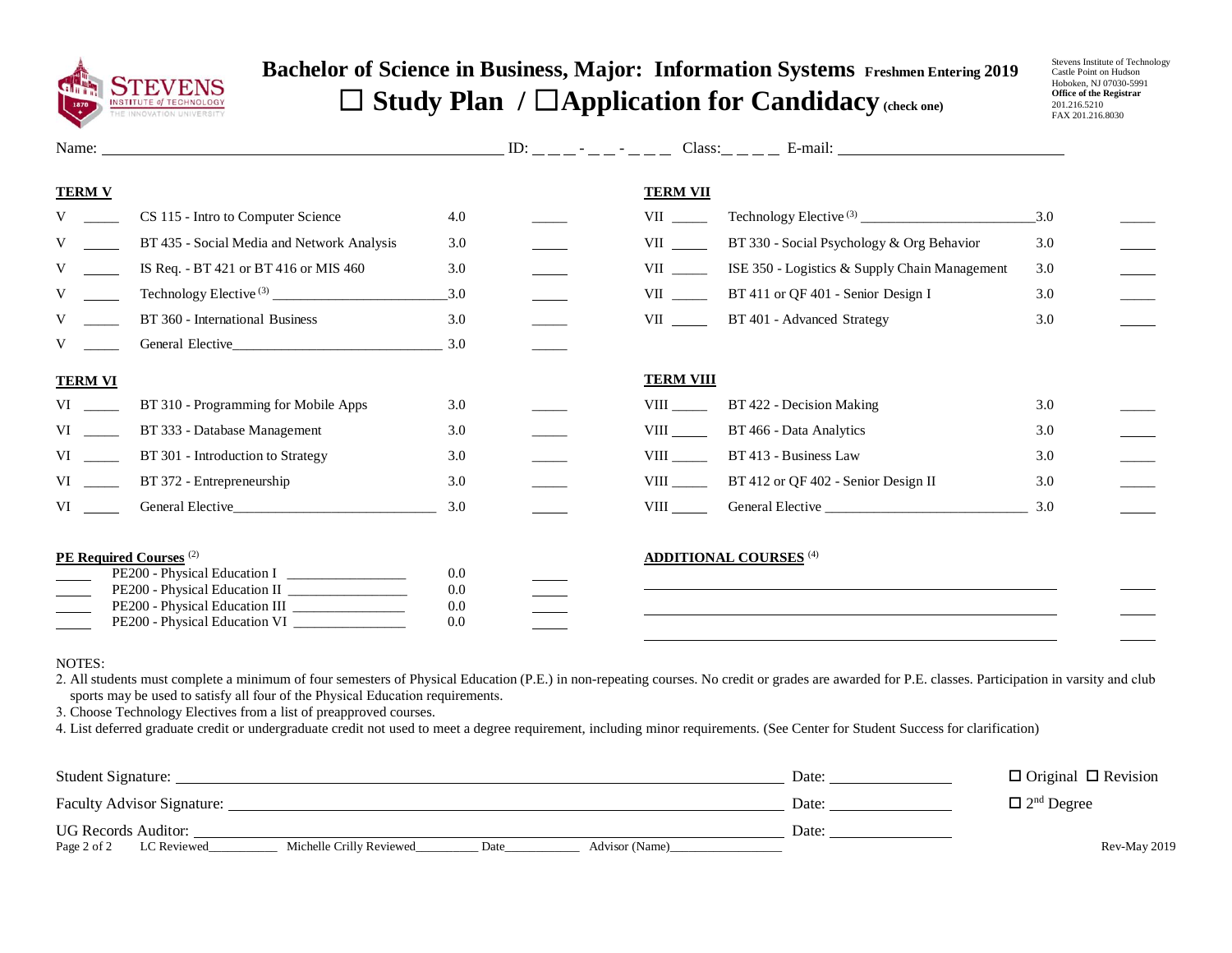# Bachelor of Science in Business, Major: Information Systems Freshmen Entering 2019

## ☐ Study Plan / ☐ Application for Candidacy (check one)

Stevens Institute of Technology
Castle Point on Hudson
Hoboken, NJ 07030-5991
**Office of the Registrar**
201.216.5210
FAX 201.216.8030

Name: ______________________ ID: _ _ _ - _ _ - _ _ _ Class: _ _ _ _ E-mail: ______________________

**TERM V**

| | | | | |
|---|---|---|---|---|
| V | _____ | CS 115 - Intro to Computer Science | 4.0 | _____ |
| V | _____ | BT 435 - Social Media and Network Analysis | 3.0 | _____ |
| V | _____ | IS Req. - BT 421 or BT 416 or MIS 460 | 3.0 | _____ |
| V | _____ | Technology Elective [3] ______________ | 3.0 | _____ |
| V | _____ | BT 360 - International Business | 3.0 | _____ |
| V | _____ | General Elective______________ | 3.0 | _____ |

**TERM VI**

| | | | | |
|---|---|---|---|---|
| VI | _____ | BT 310 - Programming for Mobile Apps | 3.0 | _____ |
| VI | _____ | BT 333 - Database Management | 3.0 | _____ |
| VI | _____ | BT 301 - Introduction to Strategy | 3.0 | _____ |
| VI | _____ | BT 372 - Entrepreneurship | 3.0 | _____ |
| VI | _____ | General Elective______________ | 3.0 | _____ |

**TERM VII**

| | | | | |
|---|---|---|---|---|
| VII | _____ | Technology Elective [3] ______________ | 3.0 | _____ |
| VII | _____ | BT 330 - Social Psychology & Org Behavior | 3.0 | _____ |
| VII | _____ | ISE 350 - Logistics & Supply Chain Management | 3.0 | _____ |
| VII | _____ | BT 411 or QF 401 - Senior Design I | 3.0 | _____ |
| VII | _____ | BT 401 - Advanced Strategy | 3.0 | _____ |

**TERM VIII**

| | | | | |
|---|---|---|---|---|
| VIII | _____ | BT 422 - Decision Making | 3.0 | _____ |
| VIII | _____ | BT 466 - Data Analytics | 3.0 | _____ |
| VIII | _____ | BT 413 - Business Law | 3.0 | _____ |
| VIII | _____ | BT 412 or QF 402 - Senior Design II | 3.0 | _____ |
| VIII | _____ | General Elective ______________ | 3.0 | _____ |

**PE Required Courses** [2]

| | | | |
|---|---|---|---|
| _____ | PE200 - Physical Education I ______________ | 0.0 | _____ |
| _____ | PE200 - Physical Education II ______________ | 0.0 | _____ |
| _____ | PE200 - Physical Education III ______________ | 0.0 | _____ |
| _____ | PE200 - Physical Education VI ______________ | 0.0 | _____ |

**ADDITIONAL COURSES** [4]

______________________________ _____

______________________________ _____

______________________________ _____

NOTES:

2. All students must complete a minimum of four semesters of Physical Education (P.E.) in non-repeating courses. No credit or grades are awarded for P.E. classes. Participation in varsity and club sports may be used to satisfy all four of the Physical Education requirements.
3. Choose Technology Electives from a list of preapproved courses.
4. List deferred graduate credit or undergraduate credit not used to meet a degree requirement, including minor requirements. (See Center for Student Success for clarification)

Student Signature: ______________________ Date: ______________ ☐ Original ☐ Revision

Faculty Advisor Signature: ______________________ Date: ______________ ☐ 2nd Degree

UG Records Auditor: ______________________ Date: ______________

LC Reviewed__________ Michelle Crilly Reviewed__________ Date__________ Advisor (Name)______________

Rev-May 2019